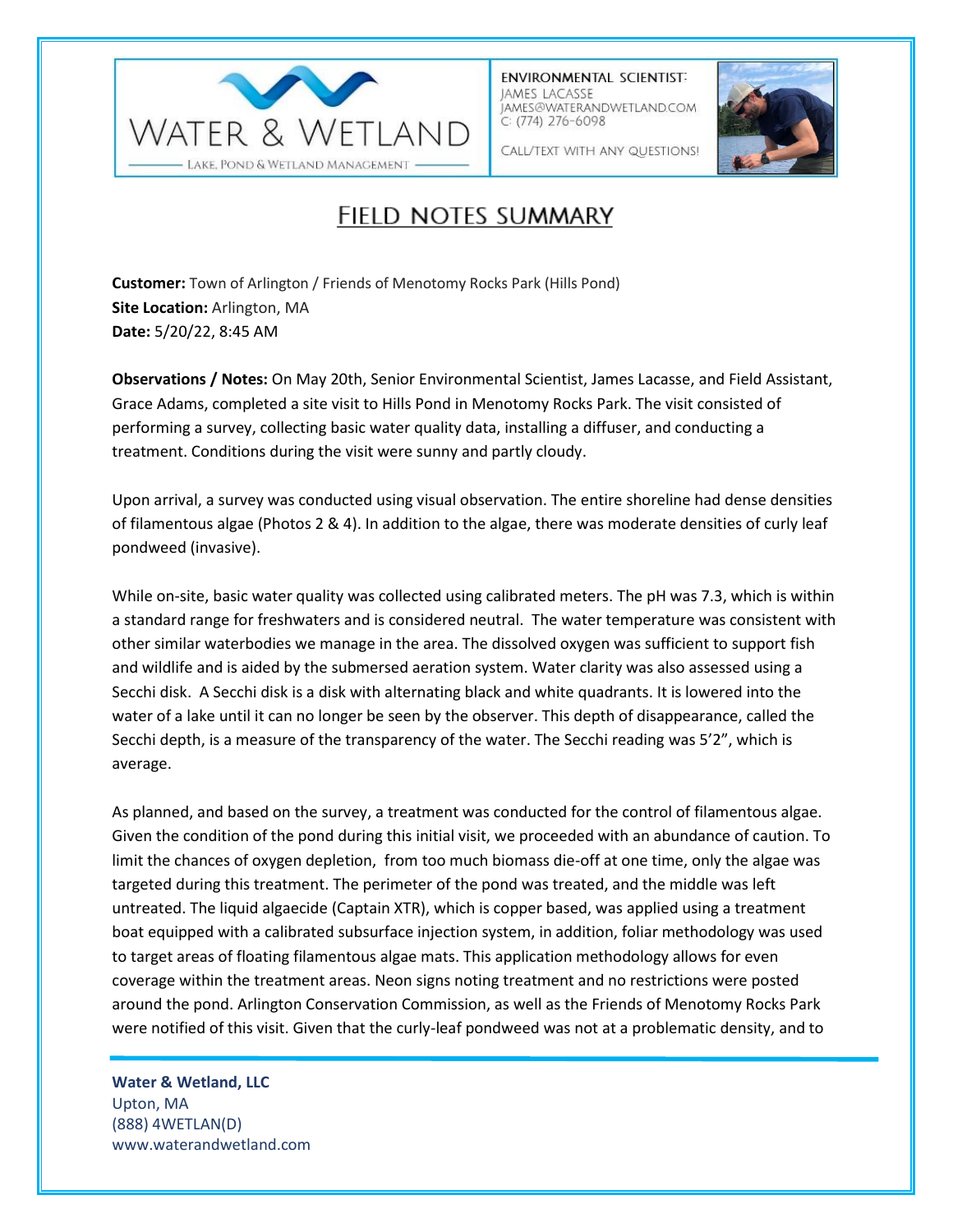WATER & WETLAND

LAKE, POND & WETLAND MANAGEMENT

ENVIRONMENTAL SCIENTIST:
JAMES LACASSE
JAMES@WATERANDWETLAND.COM
C: (774) 276-6098

CALL/TEXT WITH ANY QUESTIONS!

# FIELD NOTES SUMMARY

**Customer:** Town of Arlington / Friends of Menotomy Rocks Park (Hills Pond)
**Site Location:** Arlington, MA
**Date:** 5/20/22, 8:45 AM

**Observations / Notes:** On May 20th, Senior Environmental Scientist, James Lacasse, and Field Assistant, Grace Adams, completed a site visit to Hills Pond in Menotomy Rocks Park. The visit consisted of performing a survey, collecting basic water quality data, installing a diffuser, and conducting a treatment. Conditions during the visit were sunny and partly cloudy.

Upon arrival, a survey was conducted using visual observation. The entire shoreline had dense densities of filamentous algae (Photos 2 & 4). In addition to the algae, there was moderate densities of curly leaf pondweed (invasive).

While on-site, basic water quality was collected using calibrated meters. The pH was 7.3, which is within a standard range for freshwaters and is considered neutral. The water temperature was consistent with other similar waterbodies we manage in the area. The dissolved oxygen was sufficient to support fish and wildlife and is aided by the submersed aeration system. Water clarity was also assessed using a Secchi disk. A Secchi disk is a disk with alternating black and white quadrants. It is lowered into the water of a lake until it can no longer be seen by the observer. This depth of disappearance, called the Secchi depth, is a measure of the transparency of the water. The Secchi reading was 5'2", which is average.

As planned, and based on the survey, a treatment was conducted for the control of filamentous algae. Given the condition of the pond during this initial visit, we proceeded with an abundance of caution. To limit the chances of oxygen depletion, from too much biomass die-off at one time, only the algae was targeted during this treatment. The perimeter of the pond was treated, and the middle was left untreated. The liquid algaecide (Captain XTR), which is copper based, was applied using a treatment boat equipped with a calibrated subsurface injection system, in addition, foliar methodology was used to target areas of floating filamentous algae mats. This application methodology allows for even coverage within the treatment areas. Neon signs noting treatment and no restrictions were posted around the pond. Arlington Conservation Commission, as well as the Friends of Menotomy Rocks Park were notified of this visit. Given that the curly-leaf pondweed was not at a problematic density, and to

**Water & Wetland, LLC**
Upton, MA
(888) 4WETLAN(D)
www.waterandwetland.com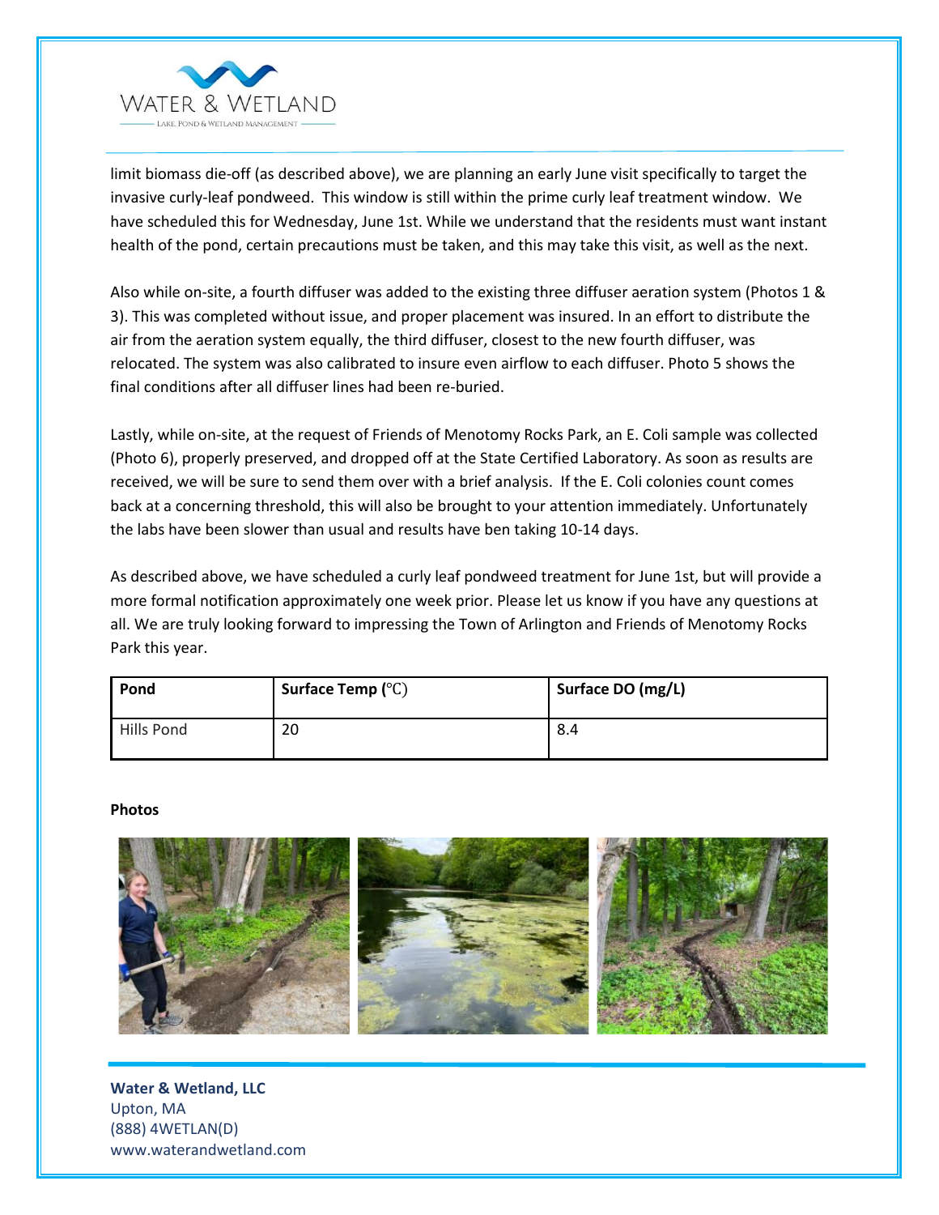limit biomass die-off (as described above), we are planning an early June visit specifically to target the invasive curly-leaf pondweed. This window is still within the prime curly leaf treatment window. We have scheduled this for Wednesday, June 1st. While we understand that the residents must want instant health of the pond, certain precautions must be taken, and this may take this visit, as well as the next.

Also while on-site, a fourth diffuser was added to the existing three diffuser aeration system (Photos 1 & 3). This was completed without issue, and proper placement was insured. In an effort to distribute the air from the aeration system equally, the third diffuser, closest to the new fourth diffuser, was relocated. The system was also calibrated to insure even airflow to each diffuser. Photo 5 shows the final conditions after all diffuser lines had been re-buried.

Lastly, while on-site, at the request of Friends of Menotomy Rocks Park, an E. Coli sample was collected (Photo 6), properly preserved, and dropped off at the State Certified Laboratory. As soon as results are received, we will be sure to send them over with a brief analysis. If the E. Coli colonies count comes back at a concerning threshold, this will also be brought to your attention immediately. Unfortunately the labs have been slower than usual and results have ben taking 10-14 days.

As described above, we have scheduled a curly leaf pondweed treatment for June 1st, but will provide a more formal notification approximately one week prior. Please let us know if you have any questions at all. We are truly looking forward to impressing the Town of Arlington and Friends of Menotomy Rocks Park this year.

| Pond | Surface Temp (℃) | Surface DO (mg/L) |
|---|---|---|
| Hills Pond | 20 | 8.4 |

**Photos**

**Water & Wetland, LLC**
Upton, MA
(888) 4WETLAN(D)
www.waterandwetland.com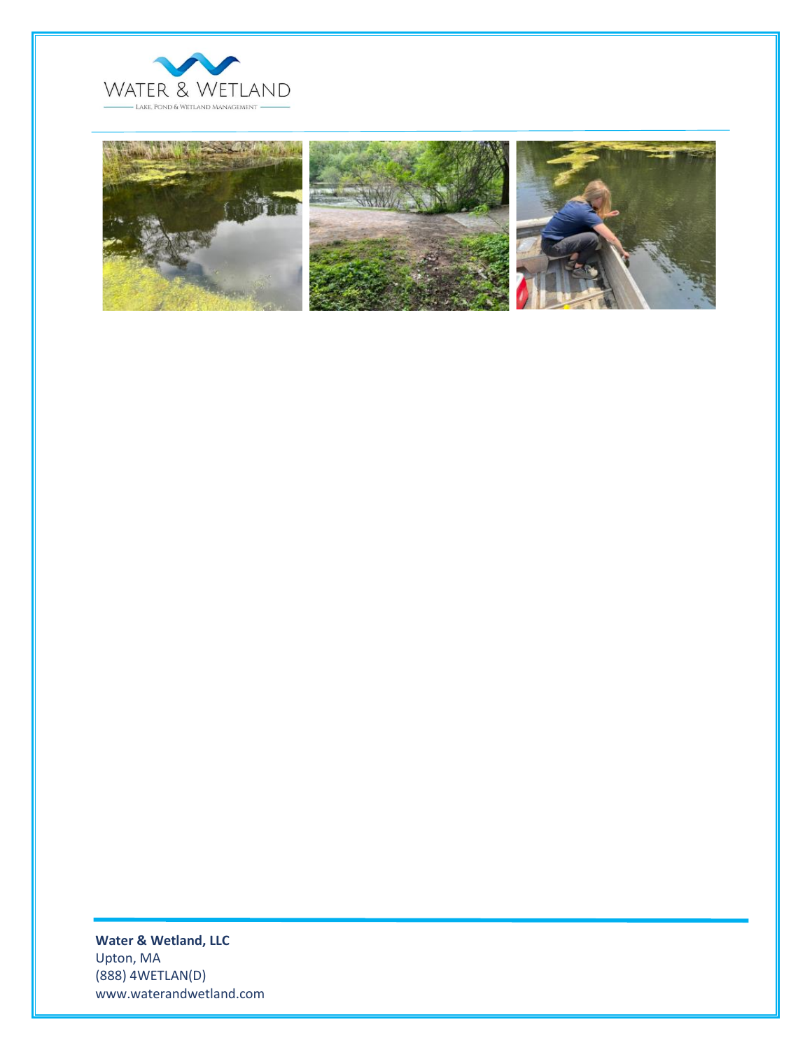**Water & Wetland, LLC**
Upton, MA
(888) 4WETLAN(D)
www.waterandwetland.com